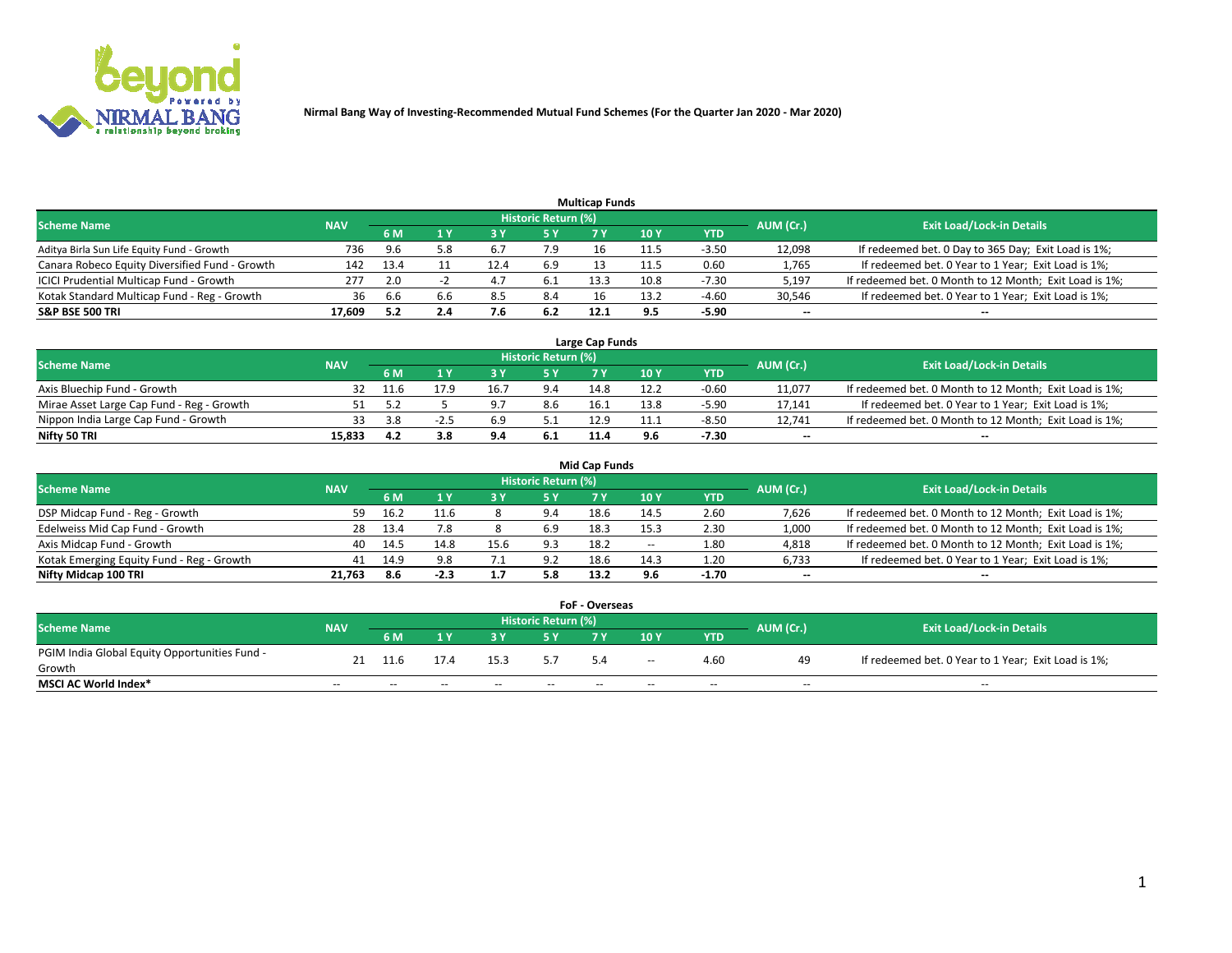# Nirmal Bang Way of Investing-Recommended Mutual Fund Schemes (For the Quarter Jan 2020 - Mar 2020)

## Multicap Funds

| Scheme Name | NAV | Historic Return (%) | | | | | | | AUM (Cr.) | Exit Load/Lock-in Details |
|---|---|---|---|---|---|---|---|---|---|---|
| | | 6 M | 1 Y | 3 Y | 5 Y | 7 Y | 10 Y | YTD | | |
| Aditya Birla Sun Life Equity Fund - Growth | 736 | 9.6 | 5.8 | 6.7 | 7.9 | 16 | 11.5 | -3.50 | 12,098 | If redeemed bet. 0 Day to 365 Day; Exit Load is 1%; |
| Canara Robeco Equity Diversified Fund - Growth | 142 | 13.4 | 11 | 12.4 | 6.9 | 13 | 11.5 | 0.60 | 1,765 | If redeemed bet. 0 Year to 1 Year; Exit Load is 1%; |
| ICICI Prudential Multicap Fund - Growth | 277 | 2.0 | -2 | 4.7 | 6.1 | 13.3 | 10.8 | -7.30 | 5,197 | If redeemed bet. 0 Month to 12 Month; Exit Load is 1%; |
| Kotak Standard Multicap Fund - Reg - Growth | 36 | 6.6 | 6.6 | 8.5 | 8.4 | 16 | 13.2 | -4.60 | 30,546 | If redeemed bet. 0 Year to 1 Year; Exit Load is 1%; |
| **S&P BSE 500 TRI** | **17,609** | **5.2** | **2.4** | **7.6** | **6.2** | **12.1** | **9.5** | **-5.90** | **--** | **--** |

## Large Cap Funds

| Scheme Name | NAV | Historic Return (%) | | | | | | | AUM (Cr.) | Exit Load/Lock-in Details |
|---|---|---|---|---|---|---|---|---|---|---|
| | | 6 M | 1 Y | 3 Y | 5 Y | 7 Y | 10 Y | YTD | | |
| Axis Bluechip Fund - Growth | 32 | 11.6 | 17.9 | 16.7 | 9.4 | 14.8 | 12.2 | -0.60 | 11,077 | If redeemed bet. 0 Month to 12 Month; Exit Load is 1%; |
| Mirae Asset Large Cap Fund - Reg - Growth | 51 | 5.2 | 5 | 9.7 | 8.6 | 16.1 | 13.8 | -5.90 | 17,141 | If redeemed bet. 0 Year to 1 Year; Exit Load is 1%; |
| Nippon India Large Cap Fund - Growth | 33 | 3.8 | -2.5 | 6.9 | 5.1 | 12.9 | 11.1 | -8.50 | 12,741 | If redeemed bet. 0 Month to 12 Month; Exit Load is 1%; |
| **Nifty 50 TRI** | **15,833** | **4.2** | **3.8** | **9.4** | **6.1** | **11.4** | **9.6** | **-7.30** | **--** | **--** |

## Mid Cap Funds

| Scheme Name | NAV | Historic Return (%) | | | | | | | AUM (Cr.) | Exit Load/Lock-in Details |
|---|---|---|---|---|---|---|---|---|---|---|
| | | 6 M | 1 Y | 3 Y | 5 Y | 7 Y | 10 Y | YTD | | |
| DSP Midcap Fund - Reg - Growth | 59 | 16.2 | 11.6 | 8 | 9.4 | 18.6 | 14.5 | 2.60 | 7,626 | If redeemed bet. 0 Month to 12 Month; Exit Load is 1%; |
| Edelweiss Mid Cap Fund - Growth | 28 | 13.4 | 7.8 | 8 | 6.9 | 18.3 | 15.3 | 2.30 | 1,000 | If redeemed bet. 0 Month to 12 Month; Exit Load is 1%; |
| Axis Midcap Fund - Growth | 40 | 14.5 | 14.8 | 15.6 | 9.3 | 18.2 | -- | 1.80 | 4,818 | If redeemed bet. 0 Month to 12 Month; Exit Load is 1%; |
| Kotak Emerging Equity Fund - Reg - Growth | 41 | 14.9 | 9.8 | 7.1 | 9.2 | 18.6 | 14.3 | 1.20 | 6,733 | If redeemed bet. 0 Year to 1 Year; Exit Load is 1%; |
| **Nifty Midcap 100 TRI** | **21,763** | **8.6** | **-2.3** | **1.7** | **5.8** | **13.2** | **9.6** | **-1.70** | **--** | **--** |

## FoF - Overseas

| Scheme Name | NAV | Historic Return (%) | | | | | | | AUM (Cr.) | Exit Load/Lock-in Details |
|---|---|---|---|---|---|---|---|---|---|---|
| | | 6 M | 1 Y | 3 Y | 5 Y | 7 Y | 10 Y | YTD | | |
| PGIM India Global Equity Opportunities Fund - Growth | 21 | 11.6 | 17.4 | 15.3 | 5.7 | 5.4 | -- | 4.60 | 49 | If redeemed bet. 0 Year to 1 Year; Exit Load is 1%; |
| **MSCI AC World Index*** | -- | -- | -- | -- | -- | -- | -- | -- | -- | -- |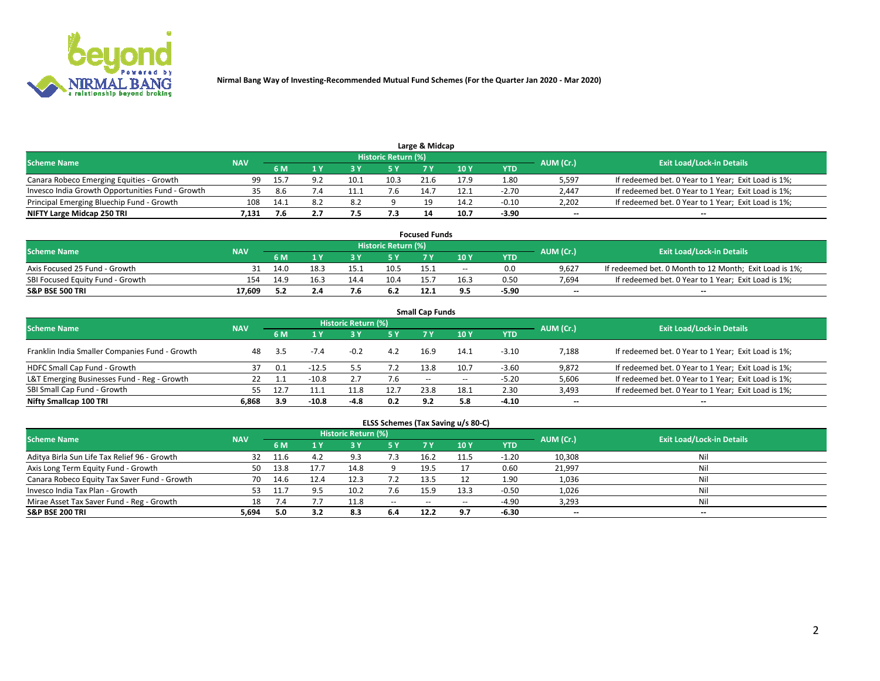Nirmal Bang Way of Investing-Recommended Mutual Fund Schemes (For the Quarter Jan 2020 - Mar 2020)

## Large & Midcap

| Scheme Name | NAV | Historic Return (%) | | | | | | | AUM (Cr.) | Exit Load/Lock-in Details |
|---|---|---|---|---|---|---|---|---|---|---|
| | | 6 M | 1 Y | 3 Y | 5 Y | 7 Y | 10 Y | YTD | | |
| Canara Robeco Emerging Equities - Growth | 99 | 15.7 | 9.2 | 10.1 | 10.3 | 21.6 | 17.9 | 1.80 | 5,597 | If redeemed bet. 0 Year to 1 Year; Exit Load is 1%; |
| Invesco India Growth Opportunities Fund - Growth | 35 | 8.6 | 7.4 | 11.1 | 7.6 | 14.7 | 12.1 | -2.70 | 2,447 | If redeemed bet. 0 Year to 1 Year; Exit Load is 1%; |
| Principal Emerging Bluechip Fund - Growth | 108 | 14.1 | 8.2 | 8.2 | 9 | 19 | 14.2 | -0.10 | 2,202 | If redeemed bet. 0 Year to 1 Year; Exit Load is 1%; |
| **NIFTY Large Midcap 250 TRI** | **7,131** | **7.6** | **2.7** | **7.5** | **7.3** | **14** | **10.7** | **-3.90** | **--** | **--** |

## Focused Funds

| Scheme Name | NAV | Historic Return (%) | | | | | | | AUM (Cr.) | Exit Load/Lock-in Details |
|---|---|---|---|---|---|---|---|---|---|---|
| | | 6 M | 1 Y | 3 Y | 5 Y | 7 Y | 10 Y | YTD | | |
| Axis Focused 25 Fund - Growth | 31 | 14.0 | 18.3 | 15.1 | 10.5 | 15.1 | -- | 0.0 | 9,627 | If redeemed bet. 0 Month to 12 Month; Exit Load is 1%; |
| SBI Focused Equity Fund - Growth | 154 | 14.9 | 16.3 | 14.4 | 10.4 | 15.7 | 16.3 | 0.50 | 7,694 | If redeemed bet. 0 Year to 1 Year; Exit Load is 1%; |
| **S&P BSE 500 TRI** | **17,609** | **5.2** | **2.4** | **7.6** | **6.2** | **12.1** | **9.5** | **-5.90** | **--** | **--** |

## Small Cap Funds

| Scheme Name | NAV | Historic Return (%) | | | | | | | AUM (Cr.) | Exit Load/Lock-in Details |
|---|---|---|---|---|---|---|---|---|---|---|
| | | 6 M | 1 Y | 3 Y | 5 Y | 7 Y | 10 Y | YTD | | |
| Franklin India Smaller Companies Fund - Growth | 48 | 3.5 | -7.4 | -0.2 | 4.2 | 16.9 | 14.1 | -3.10 | 7,188 | If redeemed bet. 0 Year to 1 Year; Exit Load is 1%; |
| HDFC Small Cap Fund - Growth | 37 | 0.1 | -12.5 | 5.5 | 7.2 | 13.8 | 10.7 | -3.60 | 9,872 | If redeemed bet. 0 Year to 1 Year; Exit Load is 1%; |
| L&T Emerging Businesses Fund - Reg - Growth | 22 | 1.1 | -10.8 | 2.7 | 7.6 | -- | -- | -5.20 | 5,606 | If redeemed bet. 0 Year to 1 Year; Exit Load is 1%; |
| SBI Small Cap Fund - Growth | 55 | 12.7 | 11.1 | 11.8 | 12.7 | 23.8 | 18.1 | 2.30 | 3,493 | If redeemed bet. 0 Year to 1 Year; Exit Load is 1%; |
| **Nifty Smallcap 100 TRI** | **6,868** | **3.9** | **-10.8** | **-4.8** | **0.2** | **9.2** | **5.8** | **-4.10** | **--** | **--** |

## ELSS Schemes (Tax Saving u/s 80-C)

| Scheme Name | NAV | Historic Return (%) | | | | | | | AUM (Cr.) | Exit Load/Lock-in Details |
|---|---|---|---|---|---|---|---|---|---|---|
| | | 6 M | 1 Y | 3 Y | 5 Y | 7 Y | 10 Y | YTD | | |
| Aditya Birla Sun Life Tax Relief 96 - Growth | 32 | 11.6 | 4.2 | 9.3 | 7.3 | 16.2 | 11.5 | -1.20 | 10,308 | Nil |
| Axis Long Term Equity Fund - Growth | 50 | 13.8 | 17.7 | 14.8 | 9 | 19.5 | 17 | 0.60 | 21,997 | Nil |
| Canara Robeco Equity Tax Saver Fund - Growth | 70 | 14.6 | 12.4 | 12.3 | 7.2 | 13.5 | 12 | 1.90 | 1,036 | Nil |
| Invesco India Tax Plan - Growth | 53 | 11.7 | 9.5 | 10.2 | 7.6 | 15.9 | 13.3 | -0.50 | 1,026 | Nil |
| Mirae Asset Tax Saver Fund - Reg - Growth | 18 | 7.4 | 7.7 | 11.8 | -- | -- | -- | -4.90 | 3,293 | Nil |
| **S&P BSE 200 TRI** | **5,694** | **5.0** | **3.2** | **8.3** | **6.4** | **12.2** | **9.7** | **-6.30** | **--** | **--** |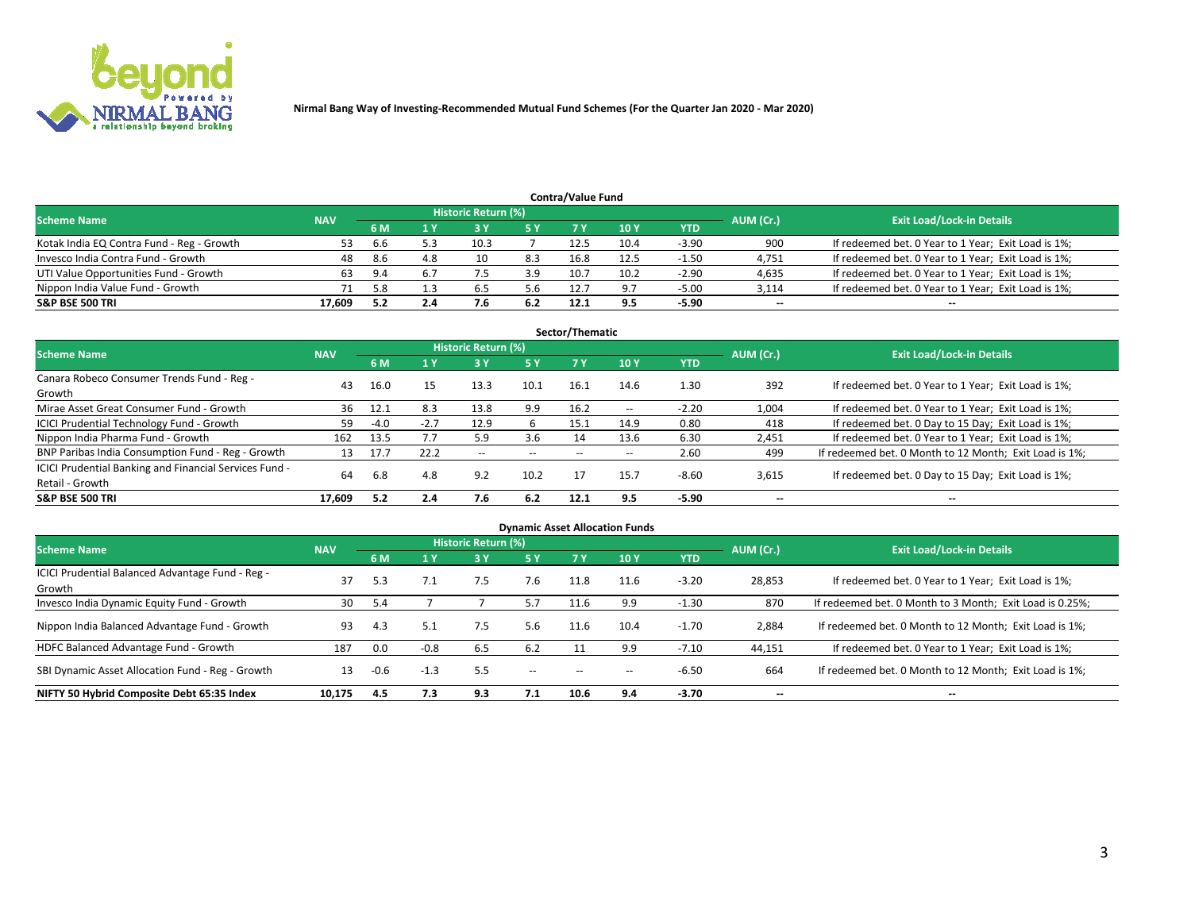**Nirmal Bang Way of Investing-Recommended Mutual Fund Schemes (For the Quarter Jan 2020 - Mar 2020)**

## Contra/Value Fund

| Scheme Name | NAV | Historic Return (%) | | | | | | | AUM (Cr.) | Exit Load/Lock-in Details |
|---|---|---|---|---|---|---|---|---|---|---|
| | | 6 M | 1 Y | 3 Y | 5 Y | 7 Y | 10 Y | YTD | | |
| Kotak India EQ Contra Fund - Reg - Growth | 53 | 6.6 | 5.3 | 10.3 | 7 | 12.5 | 10.4 | -3.90 | 900 | If redeemed bet. 0 Year to 1 Year; Exit Load is 1%; |
| Invesco India Contra Fund - Growth | 48 | 8.6 | 4.8 | 10 | 8.3 | 16.8 | 12.5 | -1.50 | 4,751 | If redeemed bet. 0 Year to 1 Year; Exit Load is 1%; |
| UTI Value Opportunities Fund - Growth | 63 | 9.4 | 6.7 | 7.5 | 3.9 | 10.7 | 10.2 | -2.90 | 4,635 | If redeemed bet. 0 Year to 1 Year; Exit Load is 1%; |
| Nippon India Value Fund - Growth | 71 | 5.8 | 1.3 | 6.5 | 5.6 | 12.7 | 9.7 | -5.00 | 3,114 | If redeemed bet. 0 Year to 1 Year; Exit Load is 1%; |
| **S&P BSE 500 TRI** | **17,609** | **5.2** | **2.4** | **7.6** | **6.2** | **12.1** | **9.5** | **-5.90** | **--** | **--** |

## Sector/Thematic

| Scheme Name | NAV | Historic Return (%) | | | | | | | AUM (Cr.) | Exit Load/Lock-in Details |
|---|---|---|---|---|---|---|---|---|---|---|
| | | 6 M | 1 Y | 3 Y | 5 Y | 7 Y | 10 Y | YTD | | |
| Canara Robeco Consumer Trends Fund - Reg - Growth | 43 | 16.0 | 15 | 13.3 | 10.1 | 16.1 | 14.6 | 1.30 | 392 | If redeemed bet. 0 Year to 1 Year; Exit Load is 1%; |
| Mirae Asset Great Consumer Fund - Growth | 36 | 12.1 | 8.3 | 13.8 | 9.9 | 16.2 | -- | -2.20 | 1,004 | If redeemed bet. 0 Year to 1 Year; Exit Load is 1%; |
| ICICI Prudential Technology Fund - Growth | 59 | -4.0 | -2.7 | 12.9 | 6 | 15.1 | 14.9 | 0.80 | 418 | If redeemed bet. 0 Day to 15 Day; Exit Load is 1%; |
| Nippon India Pharma Fund - Growth | 162 | 13.5 | 7.7 | 5.9 | 3.6 | 14 | 13.6 | 6.30 | 2,451 | If redeemed bet. 0 Year to 1 Year; Exit Load is 1%; |
| BNP Paribas India Consumption Fund - Reg - Growth | 13 | 17.7 | 22.2 | -- | -- | -- | -- | 2.60 | 499 | If redeemed bet. 0 Month to 12 Month; Exit Load is 1%; |
| ICICI Prudential Banking and Financial Services Fund - Retail - Growth | 64 | 6.8 | 4.8 | 9.2 | 10.2 | 17 | 15.7 | -8.60 | 3,615 | If redeemed bet. 0 Day to 15 Day; Exit Load is 1%; |
| **S&P BSE 500 TRI** | **17,609** | **5.2** | **2.4** | **7.6** | **6.2** | **12.1** | **9.5** | **-5.90** | **--** | **--** |

## Dynamic Asset Allocation Funds

| Scheme Name | NAV | Historic Return (%) | | | | | | | AUM (Cr.) | Exit Load/Lock-in Details |
|---|---|---|---|---|---|---|---|---|---|---|
| | | 6 M | 1 Y | 3 Y | 5 Y | 7 Y | 10 Y | YTD | | |
| ICICI Prudential Balanced Advantage Fund - Reg - Growth | 37 | 5.3 | 7.1 | 7.5 | 7.6 | 11.8 | 11.6 | -3.20 | 28,853 | If redeemed bet. 0 Year to 1 Year; Exit Load is 1%; |
| Invesco India Dynamic Equity Fund - Growth | 30 | 5.4 | 7 | 7 | 5.7 | 11.6 | 9.9 | -1.30 | 870 | If redeemed bet. 0 Month to 3 Month; Exit Load is 0.25%; |
| Nippon India Balanced Advantage Fund - Growth | 93 | 4.3 | 5.1 | 7.5 | 5.6 | 11.6 | 10.4 | -1.70 | 2,884 | If redeemed bet. 0 Month to 12 Month; Exit Load is 1%; |
| HDFC Balanced Advantage Fund - Growth | 187 | 0.0 | -0.8 | 6.5 | 6.2 | 11 | 9.9 | -7.10 | 44,151 | If redeemed bet. 0 Year to 1 Year; Exit Load is 1%; |
| SBI Dynamic Asset Allocation Fund - Reg - Growth | 13 | -0.6 | -1.3 | 5.5 | -- | -- | -- | -6.50 | 664 | If redeemed bet. 0 Month to 12 Month; Exit Load is 1%; |
| **NIFTY 50 Hybrid Composite Debt 65:35 Index** | **10,175** | **4.5** | **7.3** | **9.3** | **7.1** | **10.6** | **9.4** | **-3.70** | **--** | **--** |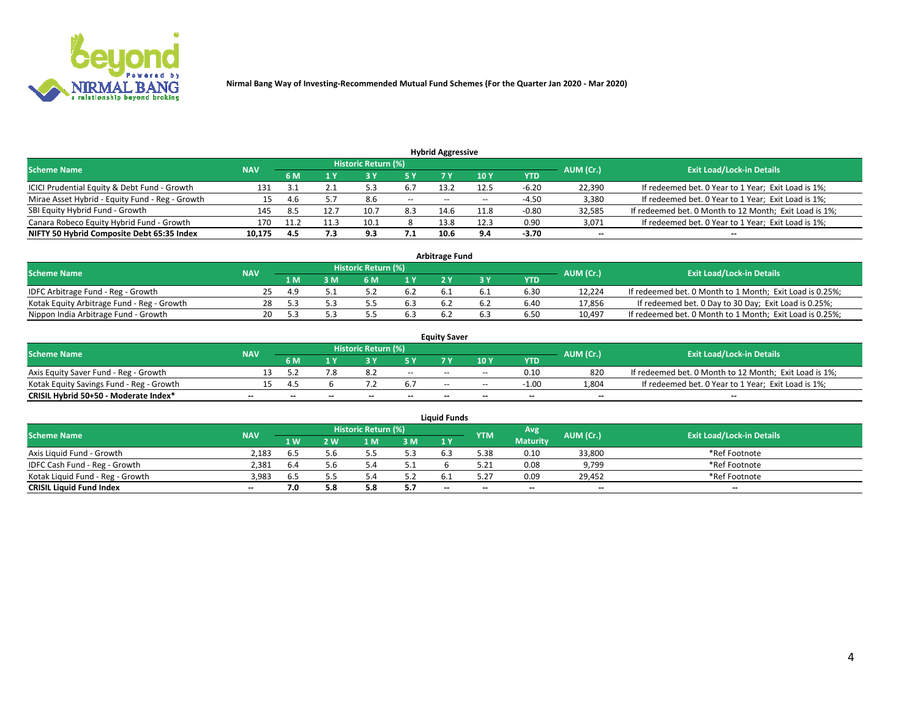Nirmal Bang Way of Investing-Recommended Mutual Fund Schemes (For the Quarter Jan 2020 - Mar 2020)

## Hybrid Aggressive

| Scheme Name | NAV | Historic Return (%) | | | | | | | AUM (Cr.) | Exit Load/Lock-in Details |
|---|---|---|---|---|---|---|---|---|---|---|
| | | 6 M | 1 Y | 3 Y | 5 Y | 7 Y | 10 Y | YTD | | |
| ICICI Prudential Equity & Debt Fund - Growth | 131 | 3.1 | 2.1 | 5.3 | 6.7 | 13.2 | 12.5 | -6.20 | 22,390 | If redeemed bet. 0 Year to 1 Year; Exit Load is 1%; |
| Mirae Asset Hybrid - Equity Fund - Reg - Growth | 15 | 4.6 | 5.7 | 8.6 | -- | -- | -- | -4.50 | 3,380 | If redeemed bet. 0 Year to 1 Year; Exit Load is 1%; |
| SBI Equity Hybrid Fund - Growth | 145 | 8.5 | 12.7 | 10.7 | 8.3 | 14.6 | 11.8 | -0.80 | 32,585 | If redeemed bet. 0 Month to 12 Month; Exit Load is 1%; |
| Canara Robeco Equity Hybrid Fund - Growth | 170 | 11.2 | 11.3 | 10.1 | 8 | 13.8 | 12.3 | 0.90 | 3,071 | If redeemed bet. 0 Year to 1 Year; Exit Load is 1%; |
| **NIFTY 50 Hybrid Composite Debt 65:35 Index** | **10,175** | **4.5** | **7.3** | **9.3** | **7.1** | **10.6** | **9.4** | **-3.70** | **--** | **--** |

## Arbitrage Fund

| Scheme Name | NAV | Historic Return (%) | | | | | | | AUM (Cr.) | Exit Load/Lock-in Details |
|---|---|---|---|---|---|---|---|---|---|---|
| | | 1 M | 3 M | 6 M | 1 Y | 2 Y | 3 Y | YTD | | |
| IDFC Arbitrage Fund - Reg - Growth | 25 | 4.9 | 5.1 | 5.2 | 6.2 | 6.1 | 6.1 | 6.30 | 12,224 | If redeemed bet. 0 Month to 1 Month; Exit Load is 0.25%; |
| Kotak Equity Arbitrage Fund - Reg - Growth | 28 | 5.3 | 5.3 | 5.5 | 6.3 | 6.2 | 6.2 | 6.40 | 17,856 | If redeemed bet. 0 Day to 30 Day; Exit Load is 0.25%; |
| Nippon India Arbitrage Fund - Growth | 20 | 5.3 | 5.3 | 5.5 | 6.3 | 6.2 | 6.3 | 6.50 | 10,497 | If redeemed bet. 0 Month to 1 Month; Exit Load is 0.25%; |

## Equity Saver

| Scheme Name | NAV | Historic Return (%) | | | | | | | AUM (Cr.) | Exit Load/Lock-in Details |
|---|---|---|---|---|---|---|---|---|---|---|
| | | 6 M | 1 Y | 3 Y | 5 Y | 7 Y | 10 Y | YTD | | |
| Axis Equity Saver Fund - Reg - Growth | 13 | 5.2 | 7.8 | 8.2 | -- | -- | -- | 0.10 | 820 | If redeemed bet. 0 Month to 12 Month; Exit Load is 1%; |
| Kotak Equity Savings Fund - Reg - Growth | 15 | 4.5 | 6 | 7.2 | 6.7 | -- | -- | -1.00 | 1,804 | If redeemed bet. 0 Year to 1 Year; Exit Load is 1%; |
| **CRISIL Hybrid 50+50 - Moderate Index*** | **--** | **--** | **--** | **--** | **--** | **--** | **--** | **--** | **--** | **--** |

## Liquid Funds

| Scheme Name | NAV | Historic Return (%) | | | | | YTM | Avg Maturity | AUM (Cr.) | Exit Load/Lock-in Details |
|---|---|---|---|---|---|---|---|---|---|---|
| | | 1 W | 2 W | 1 M | 3 M | 1 Y | | | | |
| Axis Liquid Fund - Growth | 2,183 | 6.5 | 5.6 | 5.5 | 5.3 | 6.3 | 5.38 | 0.10 | 33,800 | *Ref Footnote |
| IDFC Cash Fund - Reg - Growth | 2,381 | 6.4 | 5.6 | 5.4 | 5.1 | 6 | 5.21 | 0.08 | 9,799 | *Ref Footnote |
| Kotak Liquid Fund - Reg - Growth | 3,983 | 6.5 | 5.5 | 5.4 | 5.2 | 6.1 | 5.27 | 0.09 | 29,452 | *Ref Footnote |
| **CRISIL Liquid Fund Index** | **--** | **7.0** | **5.8** | **5.8** | **5.7** | **--** | **--** | **--** | **--** | **--** |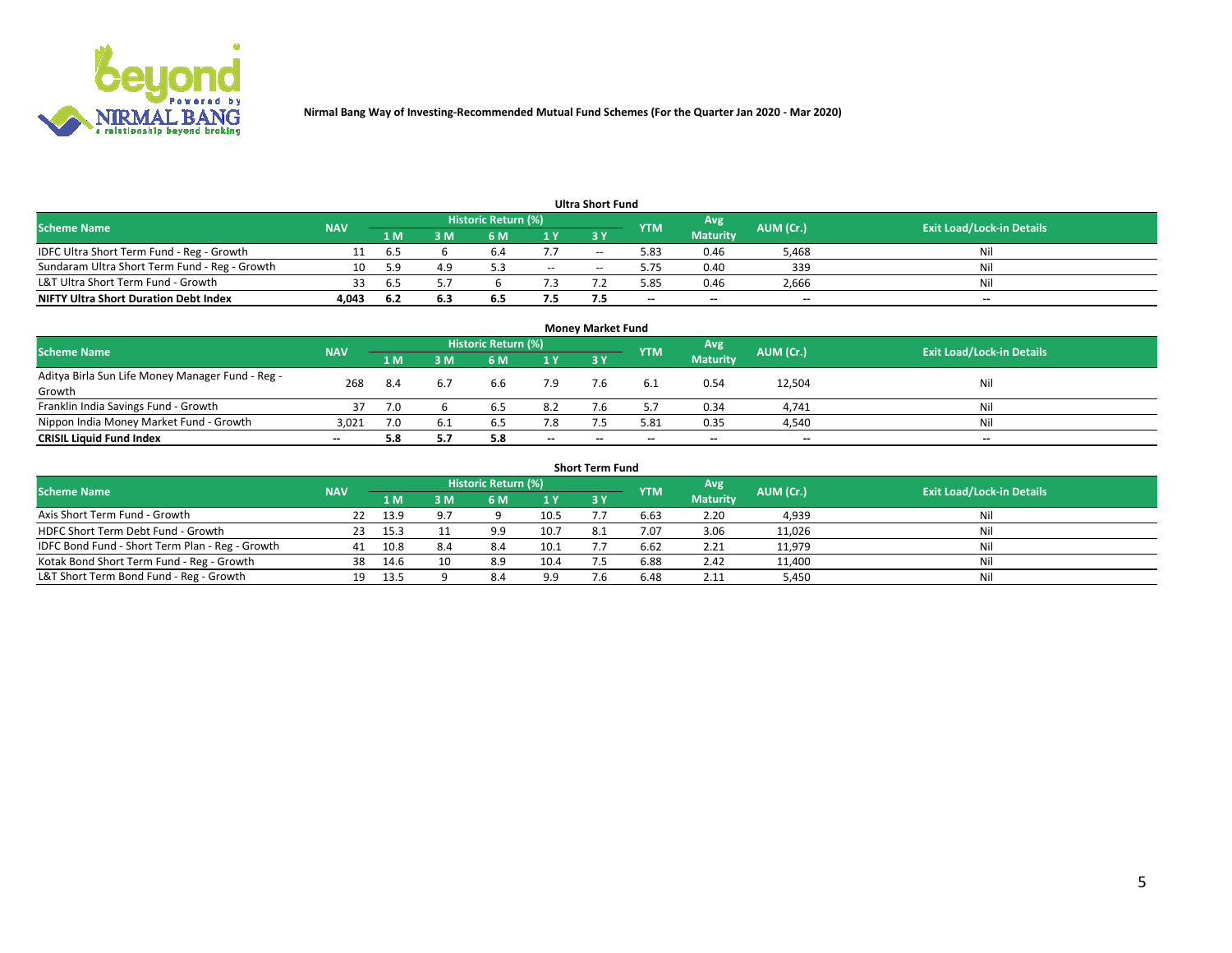Nirmal Bang Way of Investing-Recommended Mutual Fund Schemes (For the Quarter Jan 2020 - Mar 2020)

## Ultra Short Fund

| Scheme Name | NAV | Historic Return (%) | | | | | YTM | Avg Maturity | AUM (Cr.) | Exit Load/Lock-in Details |
|---|---|---|---|---|---|---|---|---|---|---|
| | | 1 M | 3 M | 6 M | 1 Y | 3 Y | | | | |
| IDFC Ultra Short Term Fund - Reg - Growth | 11 | 6.5 | 6 | 6.4 | 7.7 | -- | 5.83 | 0.46 | 5,468 | Nil |
| Sundaram Ultra Short Term Fund - Reg - Growth | 10 | 5.9 | 4.9 | 5.3 | -- | -- | 5.75 | 0.40 | 339 | Nil |
| L&T Ultra Short Term Fund - Growth | 33 | 6.5 | 5.7 | 6 | 7.3 | 7.2 | 5.85 | 0.46 | 2,666 | Nil |
| **NIFTY Ultra Short Duration Debt Index** | **4,043** | **6.2** | **6.3** | **6.5** | **7.5** | **7.5** | -- | -- | -- | -- |

## Money Market Fund

| Scheme Name | NAV | Historic Return (%) | | | | | YTM | Avg Maturity | AUM (Cr.) | Exit Load/Lock-in Details |
|---|---|---|---|---|---|---|---|---|---|---|
| | | 1 M | 3 M | 6 M | 1 Y | 3 Y | | | | |
| Aditya Birla Sun Life Money Manager Fund - Reg - Growth | 268 | 8.4 | 6.7 | 6.6 | 7.9 | 7.6 | 6.1 | 0.54 | 12,504 | Nil |
| Franklin India Savings Fund - Growth | 37 | 7.0 | 6 | 6.5 | 8.2 | 7.6 | 5.7 | 0.34 | 4,741 | Nil |
| Nippon India Money Market Fund - Growth | 3,021 | 7.0 | 6.1 | 6.5 | 7.8 | 7.5 | 5.81 | 0.35 | 4,540 | Nil |
| **CRISIL Liquid Fund Index** | -- | **5.8** | **5.7** | **5.8** | -- | -- | -- | -- | -- | -- |

## Short Term Fund

| Scheme Name | NAV | Historic Return (%) | | | | | YTM | Avg Maturity | AUM (Cr.) | Exit Load/Lock-in Details |
|---|---|---|---|---|---|---|---|---|---|---|
| | | 1 M | 3 M | 6 M | 1 Y | 3 Y | | | | |
| Axis Short Term Fund - Growth | 22 | 13.9 | 9.7 | 9 | 10.5 | 7.7 | 6.63 | 2.20 | 4,939 | Nil |
| HDFC Short Term Debt Fund - Growth | 23 | 15.3 | 11 | 9.9 | 10.7 | 8.1 | 7.07 | 3.06 | 11,026 | Nil |
| IDFC Bond Fund - Short Term Plan - Reg - Growth | 41 | 10.8 | 8.4 | 8.4 | 10.1 | 7.7 | 6.62 | 2.21 | 11,979 | Nil |
| Kotak Bond Short Term Fund - Reg - Growth | 38 | 14.6 | 10 | 8.9 | 10.4 | 7.5 | 6.88 | 2.42 | 11,400 | Nil |
| L&T Short Term Bond Fund - Reg - Growth | 19 | 13.5 | 9 | 8.4 | 9.9 | 7.6 | 6.48 | 2.11 | 5,450 | Nil |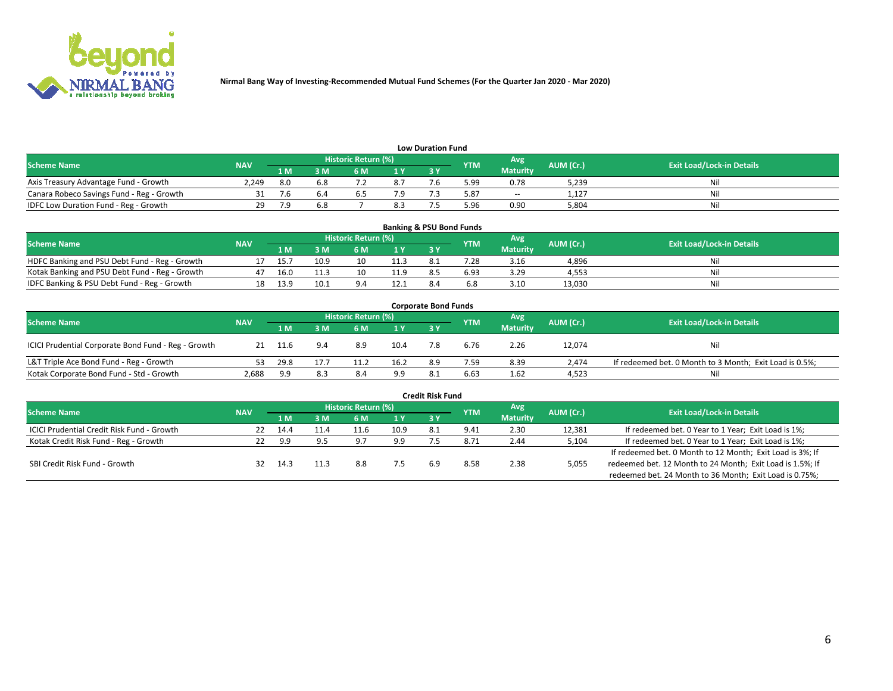**Nirmal Bang Way of Investing-Recommended Mutual Fund Schemes (For the Quarter Jan 2020 - Mar 2020)**

### Low Duration Fund

| Scheme Name | NAV | Historic Return (%) | | | | | YTM | Avg Maturity | AUM (Cr.) | Exit Load/Lock-in Details |
|---|---|---|---|---|---|---|---|---|---|---|
| | | 1 M | 3 M | 6 M | 1 Y | 3 Y | | | | |
| Axis Treasury Advantage Fund - Growth | 2,249 | 8.0 | 6.8 | 7.2 | 8.7 | 7.6 | 5.99 | 0.78 | 5,239 | Nil |
| Canara Robeco Savings Fund - Reg - Growth | 31 | 7.6 | 6.4 | 6.5 | 7.9 | 7.3 | 5.87 | -- | 1,127 | Nil |
| IDFC Low Duration Fund - Reg - Growth | 29 | 7.9 | 6.8 | 7 | 8.3 | 7.5 | 5.96 | 0.90 | 5,804 | Nil |

### Banking & PSU Bond Funds

| Scheme Name | NAV | Historic Return (%) | | | | | YTM | Avg Maturity | AUM (Cr.) | Exit Load/Lock-in Details |
|---|---|---|---|---|---|---|---|---|---|---|
| | | 1 M | 3 M | 6 M | 1 Y | 3 Y | | | | |
| HDFC Banking and PSU Debt Fund - Reg - Growth | 17 | 15.7 | 10.9 | 10 | 11.3 | 8.1 | 7.28 | 3.16 | 4,896 | Nil |
| Kotak Banking and PSU Debt Fund - Reg - Growth | 47 | 16.0 | 11.3 | 10 | 11.9 | 8.5 | 6.93 | 3.29 | 4,553 | Nil |
| IDFC Banking & PSU Debt Fund - Reg - Growth | 18 | 13.9 | 10.1 | 9.4 | 12.1 | 8.4 | 6.8 | 3.10 | 13,030 | Nil |

### Corporate Bond Funds

| Scheme Name | NAV | Historic Return (%) | | | | | YTM | Avg Maturity | AUM (Cr.) | Exit Load/Lock-in Details |
|---|---|---|---|---|---|---|---|---|---|---|
| | | 1 M | 3 M | 6 M | 1 Y | 3 Y | | | | |
| ICICI Prudential Corporate Bond Fund - Reg - Growth | 21 | 11.6 | 9.4 | 8.9 | 10.4 | 7.8 | 6.76 | 2.26 | 12,074 | Nil |
| L&T Triple Ace Bond Fund - Reg - Growth | 53 | 29.8 | 17.7 | 11.2 | 16.2 | 8.9 | 7.59 | 8.39 | 2,474 | If redeemed bet. 0 Month to 3 Month; Exit Load is 0.5%; |
| Kotak Corporate Bond Fund - Std - Growth | 2,688 | 9.9 | 8.3 | 8.4 | 9.9 | 8.1 | 6.63 | 1.62 | 4,523 | Nil |

### Credit Risk Fund

| Scheme Name | NAV | Historic Return (%) | | | | | YTM | Avg Maturity | AUM (Cr.) | Exit Load/Lock-in Details |
|---|---|---|---|---|---|---|---|---|---|---|
| | | 1 M | 3 M | 6 M | 1 Y | 3 Y | | | | |
| ICICI Prudential Credit Risk Fund - Growth | 22 | 14.4 | 11.4 | 11.6 | 10.9 | 8.1 | 9.41 | 2.30 | 12,381 | If redeemed bet. 0 Year to 1 Year; Exit Load is 1%; |
| Kotak Credit Risk Fund - Reg - Growth | 22 | 9.9 | 9.5 | 9.7 | 9.9 | 7.5 | 8.71 | 2.44 | 5,104 | If redeemed bet. 0 Year to 1 Year; Exit Load is 1%; |
| SBI Credit Risk Fund - Growth | 32 | 14.3 | 11.3 | 8.8 | 7.5 | 6.9 | 8.58 | 2.38 | 5,055 | If redeemed bet. 0 Month to 12 Month; Exit Load is 3%; If redeemed bet. 12 Month to 24 Month; Exit Load is 1.5%; If redeemed bet. 24 Month to 36 Month; Exit Load is 0.75%; |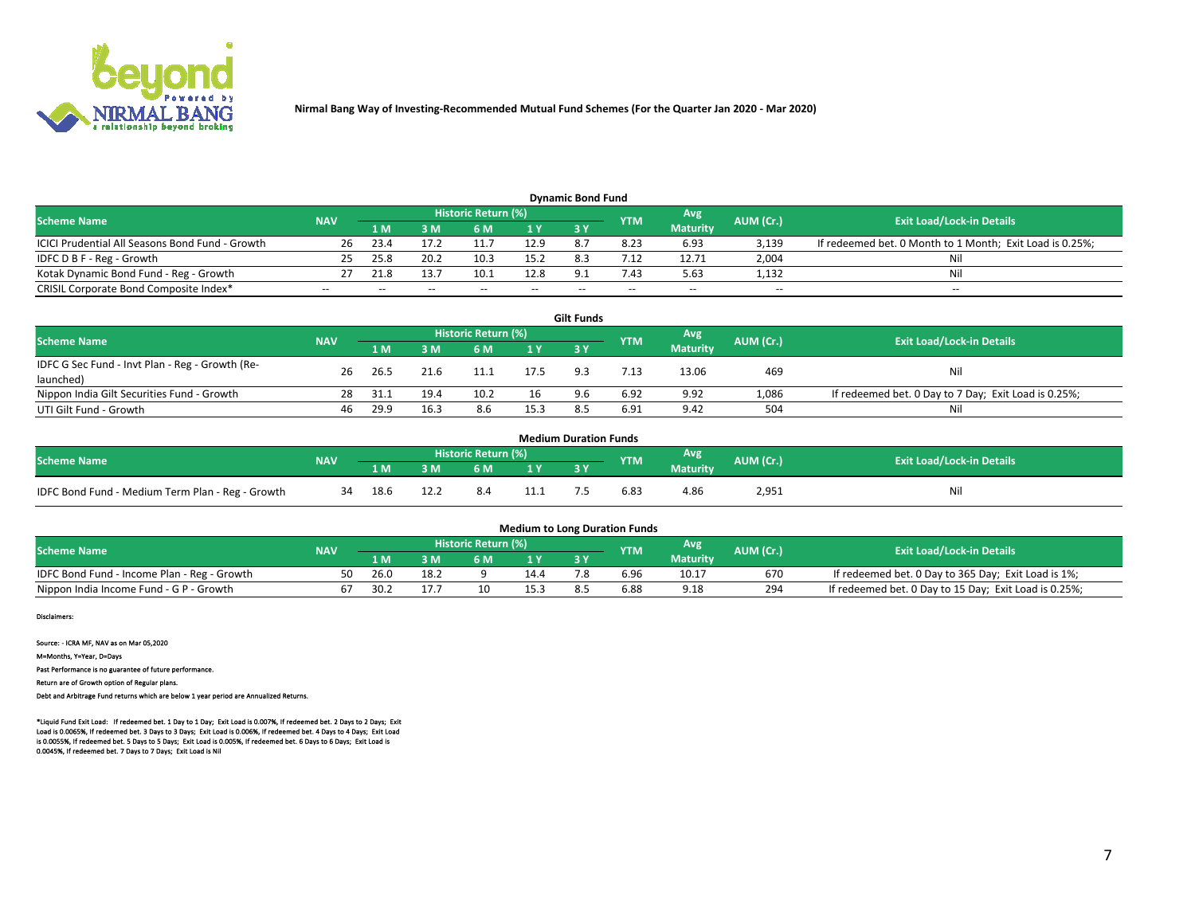**Nirmal Bang Way of Investing-Recommended Mutual Fund Schemes (For the Quarter Jan 2020 - Mar 2020)**

## Dynamic Bond Fund

| Scheme Name | NAV | Historic Return (%) | | | | | YTM | Avg Maturity | AUM (Cr.) | Exit Load/Lock-in Details |
|---|---|---|---|---|---|---|---|---|---|---|
| | | 1 M | 3 M | 6 M | 1 Y | 3 Y | | | | |
| ICICI Prudential All Seasons Bond Fund - Growth | 26 | 23.4 | 17.2 | 11.7 | 12.9 | 8.7 | 8.23 | 6.93 | 3,139 | If redeemed bet. 0 Month to 1 Month; Exit Load is 0.25%; |
| IDFC D B F - Reg - Growth | 25 | 25.8 | 20.2 | 10.3 | 15.2 | 8.3 | 7.12 | 12.71 | 2,004 | Nil |
| Kotak Dynamic Bond Fund - Reg - Growth | 27 | 21.8 | 13.7 | 10.1 | 12.8 | 9.1 | 7.43 | 5.63 | 1,132 | Nil |
| CRISIL Corporate Bond Composite Index* | -- | -- | -- | -- | -- | -- | -- | -- | -- | -- |

## Gilt Funds

| Scheme Name | NAV | Historic Return (%) | | | | | YTM | Avg Maturity | AUM (Cr.) | Exit Load/Lock-in Details |
|---|---|---|---|---|---|---|---|---|---|---|
| | | 1 M | 3 M | 6 M | 1 Y | 3 Y | | | | |
| IDFC G Sec Fund - Invt Plan - Reg - Growth (Re-launched) | 26 | 26.5 | 21.6 | 11.1 | 17.5 | 9.3 | 7.13 | 13.06 | 469 | Nil |
| Nippon India Gilt Securities Fund - Growth | 28 | 31.1 | 19.4 | 10.2 | 16 | 9.6 | 6.92 | 9.92 | 1,086 | If redeemed bet. 0 Day to 7 Day; Exit Load is 0.25%; |
| UTI Gilt Fund - Growth | 46 | 29.9 | 16.3 | 8.6 | 15.3 | 8.5 | 6.91 | 9.42 | 504 | Nil |

## Medium Duration Funds

| Scheme Name | NAV | Historic Return (%) | | | | | YTM | Avg Maturity | AUM (Cr.) | Exit Load/Lock-in Details |
|---|---|---|---|---|---|---|---|---|---|---|
| | | 1 M | 3 M | 6 M | 1 Y | 3 Y | | | | |
| IDFC Bond Fund - Medium Term Plan - Reg - Growth | 34 | 18.6 | 12.2 | 8.4 | 11.1 | 7.5 | 6.83 | 4.86 | 2,951 | Nil |

## Medium to Long Duration Funds

| Scheme Name | NAV | Historic Return (%) | | | | | YTM | Avg Maturity | AUM (Cr.) | Exit Load/Lock-in Details |
|---|---|---|---|---|---|---|---|---|---|---|
| | | 1 M | 3 M | 6 M | 1 Y | 3 Y | | | | |
| IDFC Bond Fund - Income Plan - Reg - Growth | 50 | 26.0 | 18.2 | 9 | 14.4 | 7.8 | 6.96 | 10.17 | 670 | If redeemed bet. 0 Day to 365 Day; Exit Load is 1%; |
| Nippon India Income Fund - G P - Growth | 67 | 30.2 | 17.7 | 10 | 15.3 | 8.5 | 6.88 | 9.18 | 294 | If redeemed bet. 0 Day to 15 Day; Exit Load is 0.25%; |

Disclaimers:

Source: - ICRA MF, NAV as on Mar 05,2020

M=Months, Y=Year, D=Days

Past Performance is no guarantee of future performance.

Return are of Growth option of Regular plans.

Debt and Arbitrage Fund returns which are below 1 year period are Annualized Returns.

*Liquid Fund Exit Load: If redeemed bet. 1 Day to 1 Day; Exit Load is 0.007%, If redeemed bet. 2 Days to 2 Days; Exit Load is 0.0065%, If redeemed bet. 3 Days to 3 Days; Exit Load is 0.006%, If redeemed bet. 4 Days to 4 Days; Exit Load is 0.0055%, If redeemed bet. 5 Days to 5 Days; Exit Load is 0.005%, If redeemed bet. 6 Days to 6 Days; Exit Load is 0.0045%, If redeemed bet. 7 Days to 7 Days; Exit Load is Nil